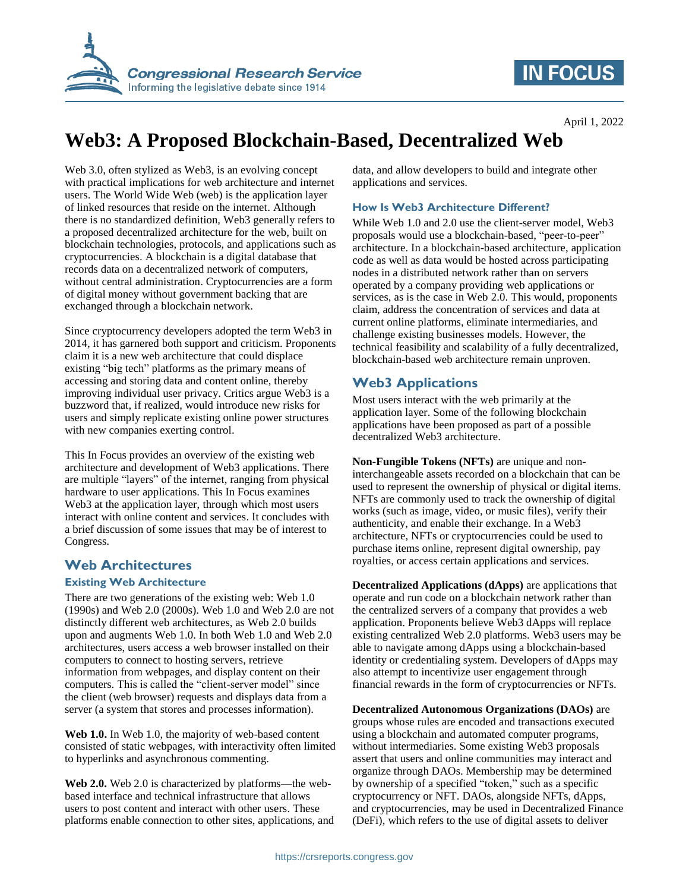April 1, 2022

# Web3: A Proposed Blockchain-Based, Decentralized Web

Web 3.0, often stylized as Web3, is an evolving concept with practical implications for web architecture and internet users. The World Wide Web (web) is the application layer of linked resources that reside on the internet. Although there is no standardized definition, Web3 generally refers to a proposed decentralized architecture for the web, built on blockchain technologies, protocols, and applications such as cryptocurrencies. A blockchain is a digital database that records data on a decentralized network of computers, without central administration. Cryptocurrencies are a form of digital money without government backing that are exchanged through a blockchain network.

Since cryptocurrency developers adopted the term Web3 in 2014, it has garnered both support and criticism. Proponents claim it is a new web architecture that could displace existing "big tech" platforms as the primary means of accessing and storing data and content online, thereby improving individual user privacy. Critics argue Web3 is a buzzword that, if realized, would introduce new risks for users and simply replicate existing online power structures with new companies exerting control.

This In Focus provides an overview of the existing web architecture and development of Web3 applications. There are multiple "layers" of the internet, ranging from physical hardware to user applications. This In Focus examines Web3 at the application layer, through which most users interact with online content and services. It concludes with a brief discussion of some issues that may be of interest to Congress.

## Web Architectures

### Existing Web Architecture

There are two generations of the existing web: Web 1.0 (1990s) and Web 2.0 (2000s). Web 1.0 and Web 2.0 are not distinctly different web architectures, as Web 2.0 builds upon and augments Web 1.0. In both Web 1.0 and Web 2.0 architectures, users access a web browser installed on their computers to connect to hosting servers, retrieve information from webpages, and display content on their computers. This is called the "client-server model" since the client (web browser) requests and displays data from a server (a system that stores and processes information).

**Web 1.0.** In Web 1.0, the majority of web-based content consisted of static webpages, with interactivity often limited to hyperlinks and asynchronous commenting.

**Web 2.0.** Web 2.0 is characterized by platforms—the web-based interface and technical infrastructure that allows users to post content and interact with other users. These platforms enable connection to other sites, applications, and data, and allow developers to build and integrate other applications and services.

### How Is Web3 Architecture Different?

While Web 1.0 and 2.0 use the client-server model, Web3 proposals would use a blockchain-based, "peer-to-peer" architecture. In a blockchain-based architecture, application code as well as data would be hosted across participating nodes in a distributed network rather than on servers operated by a company providing web applications or services, as is the case in Web 2.0. This would, proponents claim, address the concentration of services and data at current online platforms, eliminate intermediaries, and challenge existing businesses models. However, the technical feasibility and scalability of a fully decentralized, blockchain-based web architecture remain unproven.

## Web3 Applications

Most users interact with the web primarily at the application layer. Some of the following blockchain applications have been proposed as part of a possible decentralized Web3 architecture.

**Non-Fungible Tokens (NFTs)** are unique and non-interchangeable assets recorded on a blockchain that can be used to represent the ownership of physical or digital items. NFTs are commonly used to track the ownership of digital works (such as image, video, or music files), verify their authenticity, and enable their exchange. In a Web3 architecture, NFTs or cryptocurrencies could be used to purchase items online, represent digital ownership, pay royalties, or access certain applications and services.

**Decentralized Applications (dApps)** are applications that operate and run code on a blockchain network rather than the centralized servers of a company that provides a web application. Proponents believe Web3 dApps will replace existing centralized Web 2.0 platforms. Web3 users may be able to navigate among dApps using a blockchain-based identity or credentialing system. Developers of dApps may also attempt to incentivize user engagement through financial rewards in the form of cryptocurrencies or NFTs.

**Decentralized Autonomous Organizations (DAOs)** are groups whose rules are encoded and transactions executed using a blockchain and automated computer programs, without intermediaries. Some existing Web3 proposals assert that users and online communities may interact and organize through DAOs. Membership may be determined by ownership of a specified "token," such as a specific cryptocurrency or NFT. DAOs, alongside NFTs, dApps, and cryptocurrencies, may be used in Decentralized Finance (DeFi), which refers to the use of digital assets to deliver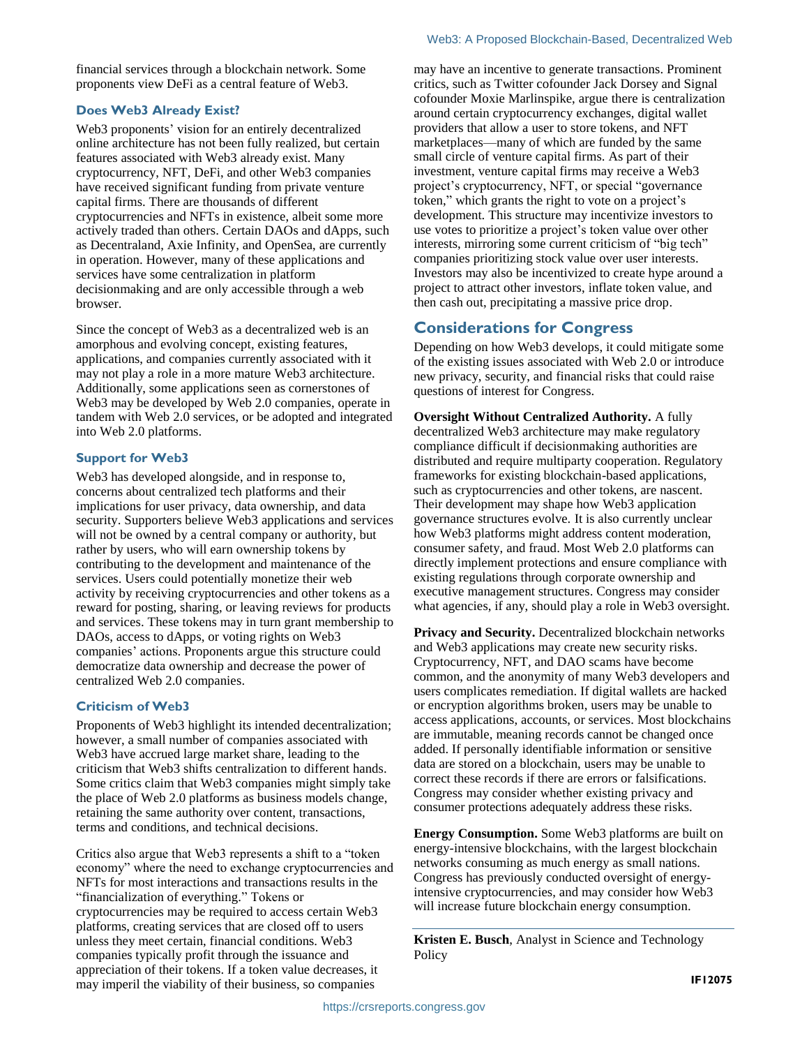financial services through a blockchain network. Some proponents view DeFi as a central feature of Web3.

### Does Web3 Already Exist?

Web3 proponents' vision for an entirely decentralized online architecture has not been fully realized, but certain features associated with Web3 already exist. Many cryptocurrency, NFT, DeFi, and other Web3 companies have received significant funding from private venture capital firms. There are thousands of different cryptocurrencies and NFTs in existence, albeit some more actively traded than others. Certain DAOs and dApps, such as Decentraland, Axie Infinity, and OpenSea, are currently in operation. However, many of these applications and services have some centralization in platform decisionmaking and are only accessible through a web browser.

Since the concept of Web3 as a decentralized web is an amorphous and evolving concept, existing features, applications, and companies currently associated with it may not play a role in a more mature Web3 architecture. Additionally, some applications seen as cornerstones of Web3 may be developed by Web 2.0 companies, operate in tandem with Web 2.0 services, or be adopted and integrated into Web 2.0 platforms.

### Support for Web3

Web3 has developed alongside, and in response to, concerns about centralized tech platforms and their implications for user privacy, data ownership, and data security. Supporters believe Web3 applications and services will not be owned by a central company or authority, but rather by users, who will earn ownership tokens by contributing to the development and maintenance of the services. Users could potentially monetize their web activity by receiving cryptocurrencies and other tokens as a reward for posting, sharing, or leaving reviews for products and services. These tokens may in turn grant membership to DAOs, access to dApps, or voting rights on Web3 companies' actions. Proponents argue this structure could democratize data ownership and decrease the power of centralized Web 2.0 companies.

### Criticism of Web3

Proponents of Web3 highlight its intended decentralization; however, a small number of companies associated with Web3 have accrued large market share, leading to the criticism that Web3 shifts centralization to different hands. Some critics claim that Web3 companies might simply take the place of Web 2.0 platforms as business models change, retaining the same authority over content, transactions, terms and conditions, and technical decisions.

Critics also argue that Web3 represents a shift to a "token economy" where the need to exchange cryptocurrencies and NFTs for most interactions and transactions results in the "financialization of everything." Tokens or cryptocurrencies may be required to access certain Web3 platforms, creating services that are closed off to users unless they meet certain, financial conditions. Web3 companies typically profit through the issuance and appreciation of their tokens. If a token value decreases, it may imperil the viability of their business, so companies may have an incentive to generate transactions. Prominent critics, such as Twitter cofounder Jack Dorsey and Signal cofounder Moxie Marlinspike, argue there is centralization around certain cryptocurrency exchanges, digital wallet providers that allow a user to store tokens, and NFT marketplaces—many of which are funded by the same small circle of venture capital firms. As part of their investment, venture capital firms may receive a Web3 project's cryptocurrency, NFT, or special "governance token," which grants the right to vote on a project's development. This structure may incentivize investors to use votes to prioritize a project's token value over other interests, mirroring some current criticism of "big tech" companies prioritizing stock value over user interests. Investors may also be incentivized to create hype around a project to attract other investors, inflate token value, and then cash out, precipitating a massive price drop.

## Considerations for Congress

Depending on how Web3 develops, it could mitigate some of the existing issues associated with Web 2.0 or introduce new privacy, security, and financial risks that could raise questions of interest for Congress.

**Oversight Without Centralized Authority.** A fully decentralized Web3 architecture may make regulatory compliance difficult if decisionmaking authorities are distributed and require multiparty cooperation. Regulatory frameworks for existing blockchain-based applications, such as cryptocurrencies and other tokens, are nascent. Their development may shape how Web3 application governance structures evolve. It is also currently unclear how Web3 platforms might address content moderation, consumer safety, and fraud. Most Web 2.0 platforms can directly implement protections and ensure compliance with existing regulations through corporate ownership and executive management structures. Congress may consider what agencies, if any, should play a role in Web3 oversight.

**Privacy and Security.** Decentralized blockchain networks and Web3 applications may create new security risks. Cryptocurrency, NFT, and DAO scams have become common, and the anonymity of many Web3 developers and users complicates remediation. If digital wallets are hacked or encryption algorithms broken, users may be unable to access applications, accounts, or services. Most blockchains are immutable, meaning records cannot be changed once added. If personally identifiable information or sensitive data are stored on a blockchain, users may be unable to correct these records if there are errors or falsifications. Congress may consider whether existing privacy and consumer protections adequately address these risks.

**Energy Consumption.** Some Web3 platforms are built on energy-intensive blockchains, with the largest blockchain networks consuming as much energy as small nations. Congress has previously conducted oversight of energy-intensive cryptocurrencies, and may consider how Web3 will increase future blockchain energy consumption.

---

**Kristen E. Busch**, Analyst in Science and Technology Policy

IF12075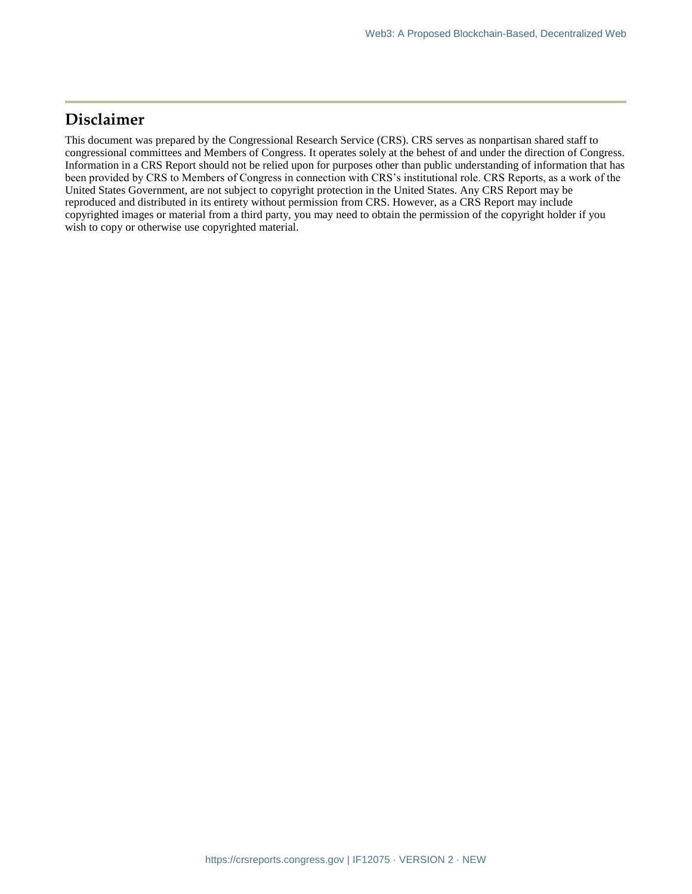## Disclaimer

This document was prepared by the Congressional Research Service (CRS). CRS serves as nonpartisan shared staff to congressional committees and Members of Congress. It operates solely at the behest of and under the direction of Congress. Information in a CRS Report should not be relied upon for purposes other than public understanding of information that has been provided by CRS to Members of Congress in connection with CRS's institutional role. CRS Reports, as a work of the United States Government, are not subject to copyright protection in the United States. Any CRS Report may be reproduced and distributed in its entirety without permission from CRS. However, as a CRS Report may include copyrighted images or material from a third party, you may need to obtain the permission of the copyright holder if you wish to copy or otherwise use copyrighted material.